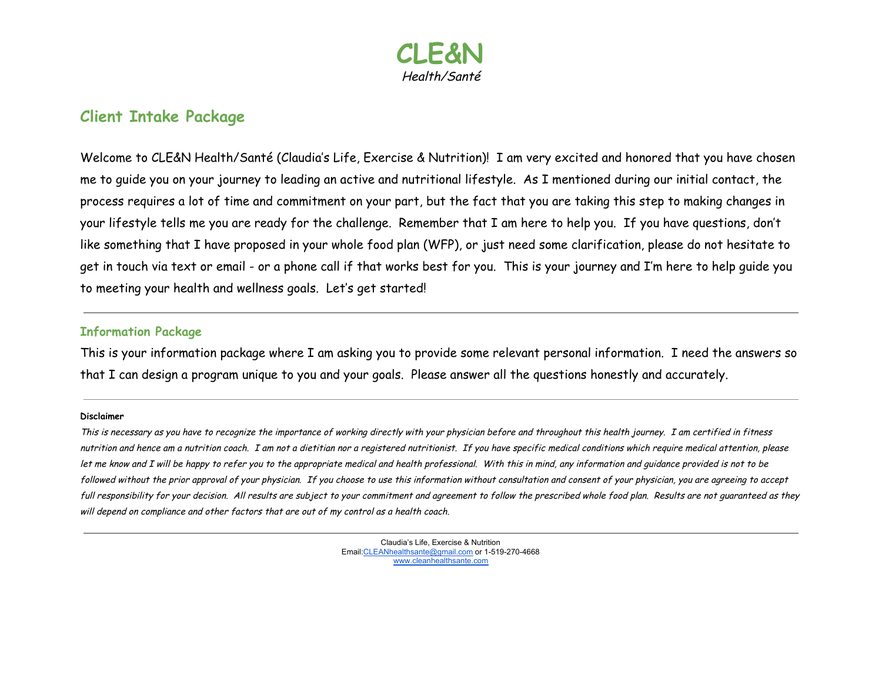# CLE&N
*Health/Santé*

## Client Intake Package

Welcome to CLE&N Health/Santé (Claudia's Life, Exercise & Nutrition)! I am very excited and honored that you have chosen me to guide you on your journey to leading an active and nutritional lifestyle. As I mentioned during our initial contact, the process requires a lot of time and commitment on your part, but the fact that you are taking this step to making changes in your lifestyle tells me you are ready for the challenge. Remember that I am here to help you. If you have questions, don't like something that I have proposed in your whole food plan (WFP), or just need some clarification, please do not hesitate to get in touch via text or email - or a phone call if that works best for you. This is your journey and I'm here to help guide you to meeting your health and wellness goals. Let's get started!

---

### Information Package

This is your information package where I am asking you to provide some relevant personal information. I need the answers so that I can design a program unique to you and your goals. Please answer all the questions honestly and accurately.

---

**Disclaimer**

*This is necessary as you have to recognize the importance of working directly with your physician before and throughout this health journey. I am certified in fitness nutrition and hence am a nutrition coach. I am not a dietitian nor a registered nutritionist. If you have specific medical conditions which require medical attention, please let me know and I will be happy to refer you to the appropriate medical and health professional. With this in mind, any information and guidance provided is not to be followed without the prior approval of your physician. If you choose to use this information without consultation and consent of your physician, you are agreeing to accept full responsibility for your decision. All results are subject to your commitment and agreement to follow the prescribed whole food plan. Results are not guaranteed as they will depend on compliance and other factors that are out of my control as a health coach.*

---

Claudia's Life, Exercise & Nutrition
Email:CLEANhealthsante@gmail.com or 1-519-270-4668
www.cleanhealthsante.com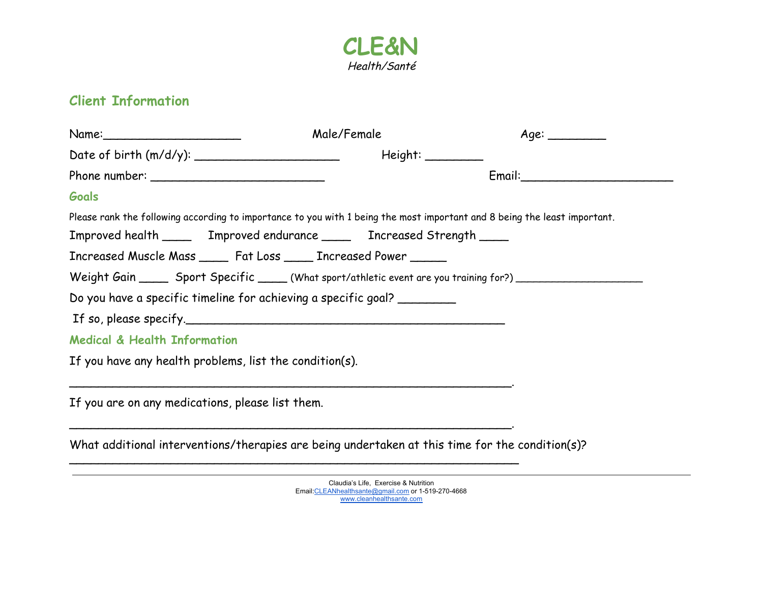# CLE&N

*Health/Santé*

## Client Information

Name:___________________ Male/Female Age: ________

Date of birth (m/d/y): ____________________ Height: ________

Phone number: ________________________ Email:_____________________

### Goals

Please rank the following according to importance to you with 1 being the most important and 8 being the least important.

Improved health ____ Improved endurance ____ Increased Strength ____

Increased Muscle Mass ____ Fat Loss ____ Increased Power _____

Weight Gain ____ Sport Specific ____ (What sport/athletic event are you training for?) ___________________

Do you have a specific timeline for achieving a specific goal? ________

If so, please specify.____________________________________________

### Medical & Health Information

If you have any health problems, list the condition(s).

_______________________________________________________________.

If you are on any medications, please list them.

_______________________________________________________________.

What additional interventions/therapies are being undertaken at this time for the condition(s)?

_______________________________________________________________

Claudia's Life, Exercise & Nutrition
Email:CLEANhealthsante@gmail.com or 1-519-270-4668
www.cleanhealthsante.com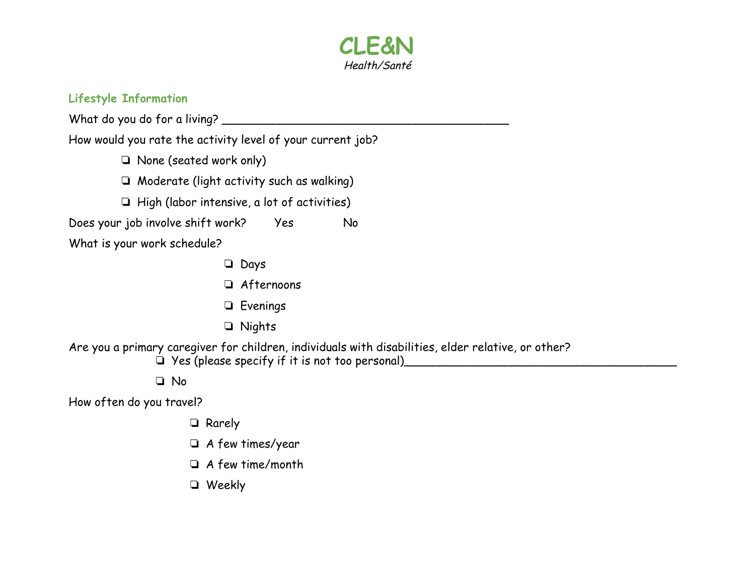# CLE&N

*Health/Santé*

## Lifestyle Information

What do you do for a living? ___________________________________________

How would you rate the activity level of your current job?

- ❏ None (seated work only)
- ❏ Moderate (light activity such as walking)
- ❏ High (labor intensive, a lot of activities)

Does your job involve shift work? Yes No

What is your work schedule?

- ❏ Days
- ❏ Afternoons
- ❏ Evenings
- ❏ Nights

Are you a primary caregiver for children, individuals with disabilities, elder relative, or other?

- ❏ Yes (please specify if it is not too personal)_________________________________________
- ❏ No

How often do you travel?

- ❏ Rarely
- ❏ A few times/year
- ❏ A few time/month
- ❏ Weekly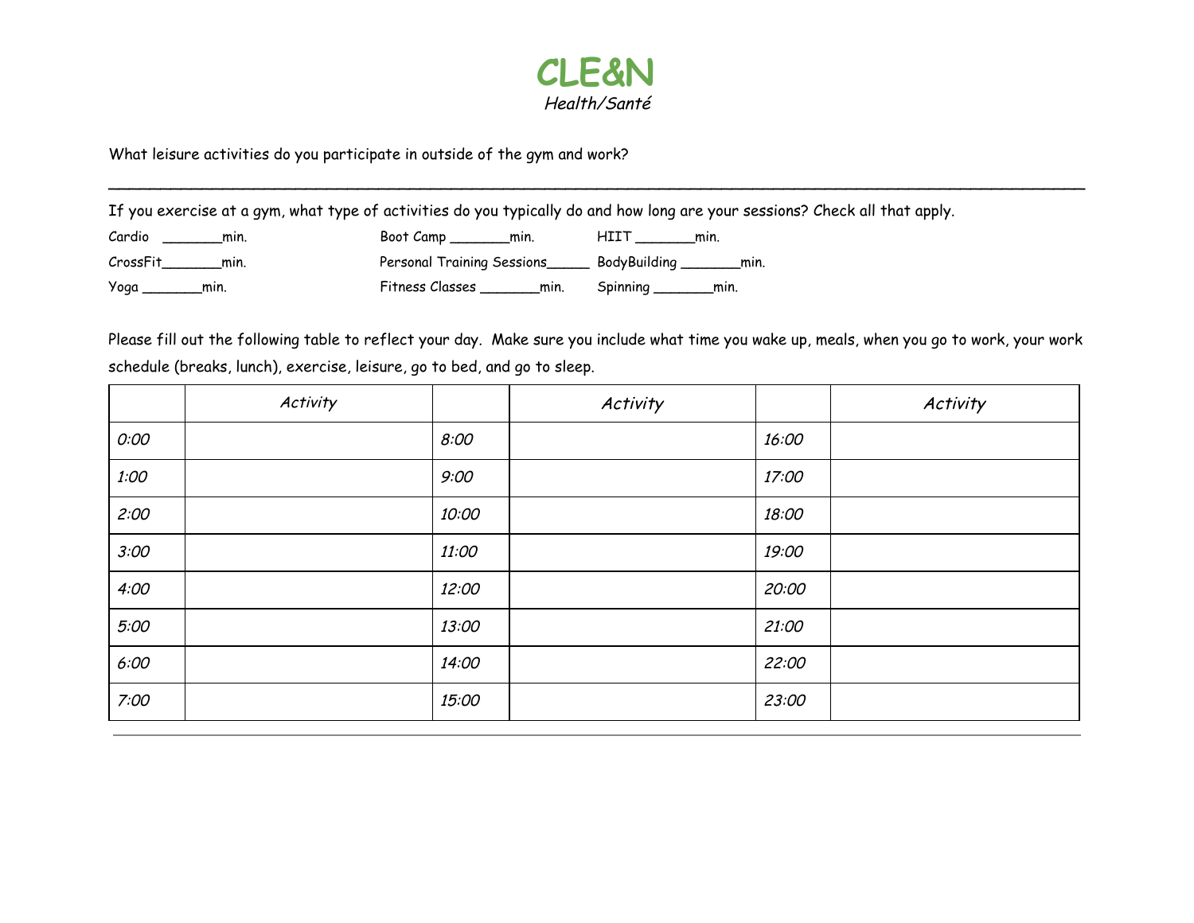# CLE&N

*Health/Santé*

What leisure activities do you participate in outside of the gym and work?

___________________________________________________________________________________________

If you exercise at a gym, what type of activities do you typically do and how long are your sessions? Check all that apply.

Cardio _______min. Boot Camp _______min. HIIT _______min.

CrossFit_______min. Personal Training Sessions_____ BodyBuilding _______min.

Yoga _______min. Fitness Classes _______min. Spinning _______min.

Please fill out the following table to reflect your day. Make sure you include what time you wake up, meals, when you go to work, your work schedule (breaks, lunch), exercise, leisure, go to bed, and go to sleep.

| | *Activity* | | *Activity* | | *Activity* |
|---|---|---|---|---|---|
| *0:00* | | *8:00* | | *16:00* | |
| *1:00* | | *9:00* | | *17:00* | |
| *2:00* | | *10:00* | | *18:00* | |
| *3:00* | | *11:00* | | *19:00* | |
| *4:00* | | *12:00* | | *20:00* | |
| *5:00* | | *13:00* | | *21:00* | |
| *6:00* | | *14:00* | | *22:00* | |
| *7:00* | | *15:00* | | *23:00* | |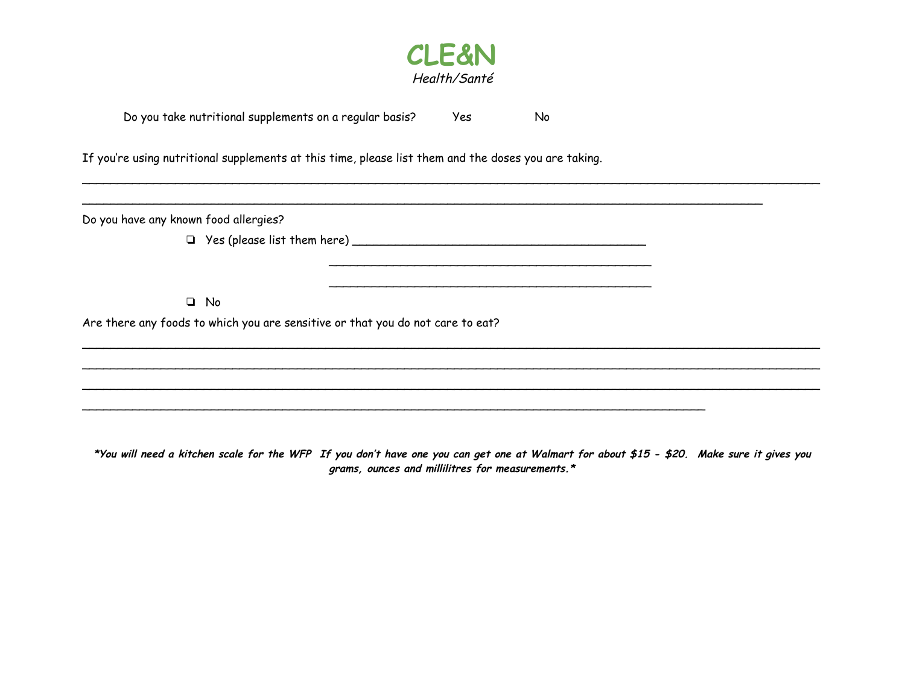# CLE&N

*Health/Santé*

Do you take nutritional supplements on a regular basis? Yes No

If you're using nutritional supplements at this time, please list them and the doses you are taking.

______________________________________________________________________________

______________________________________________________________________________

Do you have any known food allergies?

- ❑ Yes (please list them here) ______________________________________

  ______________________________________

  ______________________________________

- ❑ No

Are there any foods to which you are sensitive or that you do not care to eat?

______________________________________________________________________________

______________________________________________________________________________

______________________________________________________________________________

______________________________________________________________________________

***You will need a kitchen scale for the WFP If you don't have one you can get one at Walmart for about $15 - $20. Make sure it gives you grams, ounces and millilitres for measurements.***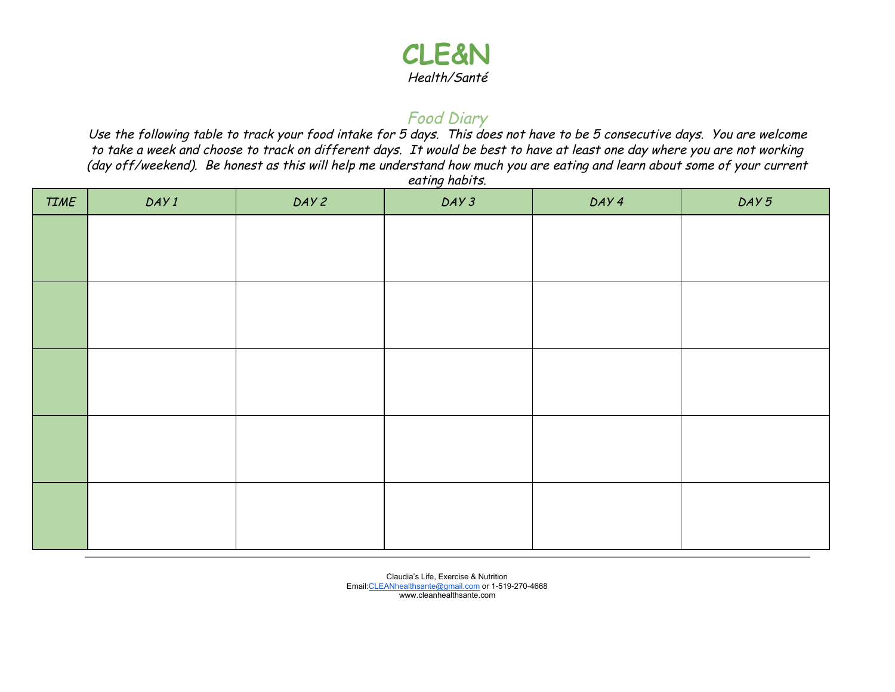# CLE&N

*Health/Santé*

## *Food Diary*

*Use the following table to track your food intake for 5 days. This does not have to be 5 consecutive days. You are welcome to take a week and choose to track on different days. It would be best to have at least one day where you are not working (day off/weekend). Be honest as this will help me understand how much you are eating and learn about some of your current eating habits.*

| *TIME* | *DAY 1* | *DAY 2* | *DAY 3* | *DAY 4* | *DAY 5* |
|---|---|---|---|---|---|
| | | | | | |
| | | | | | |
| | | | | | |
| | | | | | |
| | | | | | |

Claudia's Life, Exercise & Nutrition
Email:CLEANhealthsante@gmail.com or 1-519-270-4668
www.cleanhealthsante.com